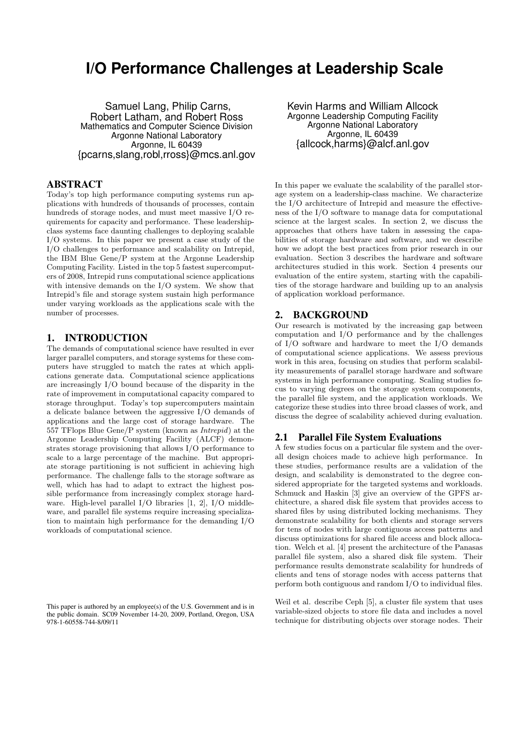# I/O Performance Challenges at Leadership Scale

Samuel Lang, Philip Carns, Robert Latham, and Robert Ross
Mathematics and Computer Science Division
Argonne National Laboratory
Argonne, IL 60439
{pcarns,slang,robl,rross}@mcs.anl.gov

Kevin Harms and William Allcock
Argonne Leadership Computing Facility
Argonne National Laboratory
Argonne, IL 60439
{allcock,harms}@alcf.anl.gov

## ABSTRACT

Today's top high performance computing systems run applications with hundreds of thousands of processes, contain hundreds of storage nodes, and must meet massive I/O requirements for capacity and performance. These leadership-class systems face daunting challenges to deploying scalable I/O systems. In this paper we present a case study of the I/O challenges to performance and scalability on Intrepid, the IBM Blue Gene/P system at the Argonne Leadership Computing Facility. Listed in the top 5 fastest supercomputers of 2008, Intrepid runs computational science applications with intensive demands on the I/O system. We show that Intrepid's file and storage system sustain high performance under varying workloads as the applications scale with the number of processes.

## 1. INTRODUCTION

The demands of computational science have resulted in ever larger parallel computers, and storage systems for these computers have struggled to match the rates at which applications generate data. Computational science applications are increasingly I/O bound because of the disparity in the rate of improvement in computational capacity compared to storage throughput. Today's top supercomputers maintain a delicate balance between the aggressive I/O demands of applications and the large cost of storage hardware. The 557 TFlops Blue Gene/P system (known as *Intrepid*) at the Argonne Leadership Computing Facility (ALCF) demonstrates storage provisioning that allows I/O performance to scale to a large percentage of the machine. But appropriate storage partitioning is not sufficient in achieving high performance. The challenge falls to the storage software as well, which has had to adapt to extract the highest possible performance from increasingly complex storage hardware. High-level parallel I/O libraries [1, 2], I/O middleware, and parallel file systems require increasing specialization to maintain high performance for the demanding I/O workloads of computational science.

This paper is authored by an employee(s) of the U.S. Government and is in the public domain. SC09 November 14-20, 2009, Portland, Oregon, USA 978-1-60558-744-8/09/11

In this paper we evaluate the scalability of the parallel storage system on a leadership-class machine. We characterize the I/O architecture of Intrepid and measure the effectiveness of the I/O software to manage data for computational science at the largest scales. In section 2, we discuss the approaches that others have taken in assessing the capabilities of storage hardware and software, and we describe how we adopt the best practices from prior research in our evaluation. Section 3 describes the hardware and software architectures studied in this work. Section 4 presents our evaluation of the entire system, starting with the capabilities of the storage hardware and building up to an analysis of application workload performance.

## 2. BACKGROUND

Our research is motivated by the increasing gap between computation and I/O performance and by the challenges of I/O software and hardware to meet the I/O demands of computational science applications. We assess previous work in this area, focusing on studies that perform scalability measurements of parallel storage hardware and software systems in high performance computing. Scaling studies focus to varying degrees on the storage system components, the parallel file system, and the application workloads. We categorize these studies into three broad classes of work, and discuss the degree of scalability achieved during evaluation.

### 2.1 Parallel File System Evaluations

A few studies focus on a particular file system and the overall design choices made to achieve high performance. In these studies, performance results are a validation of the design, and scalability is demonstrated to the degree considered appropriate for the targeted systems and workloads. Schmuck and Haskin [3] give an overview of the GPFS architecture, a shared disk file system that provides access to shared files by using distributed locking mechanisms. They demonstrate scalability for both clients and storage servers for tens of nodes with large contiguous access patterns and discuss optimizations for shared file access and block allocation. Welch et al. [4] present the architecture of the Panasas parallel file system, also a shared disk file system. Their performance results demonstrate scalability for hundreds of clients and tens of storage nodes with access patterns that perform both contiguous and random I/O to individual files.

Weil et al. describe Ceph [5], a cluster file system that uses variable-sized objects to store file data and includes a novel technique for distributing objects over storage nodes. Their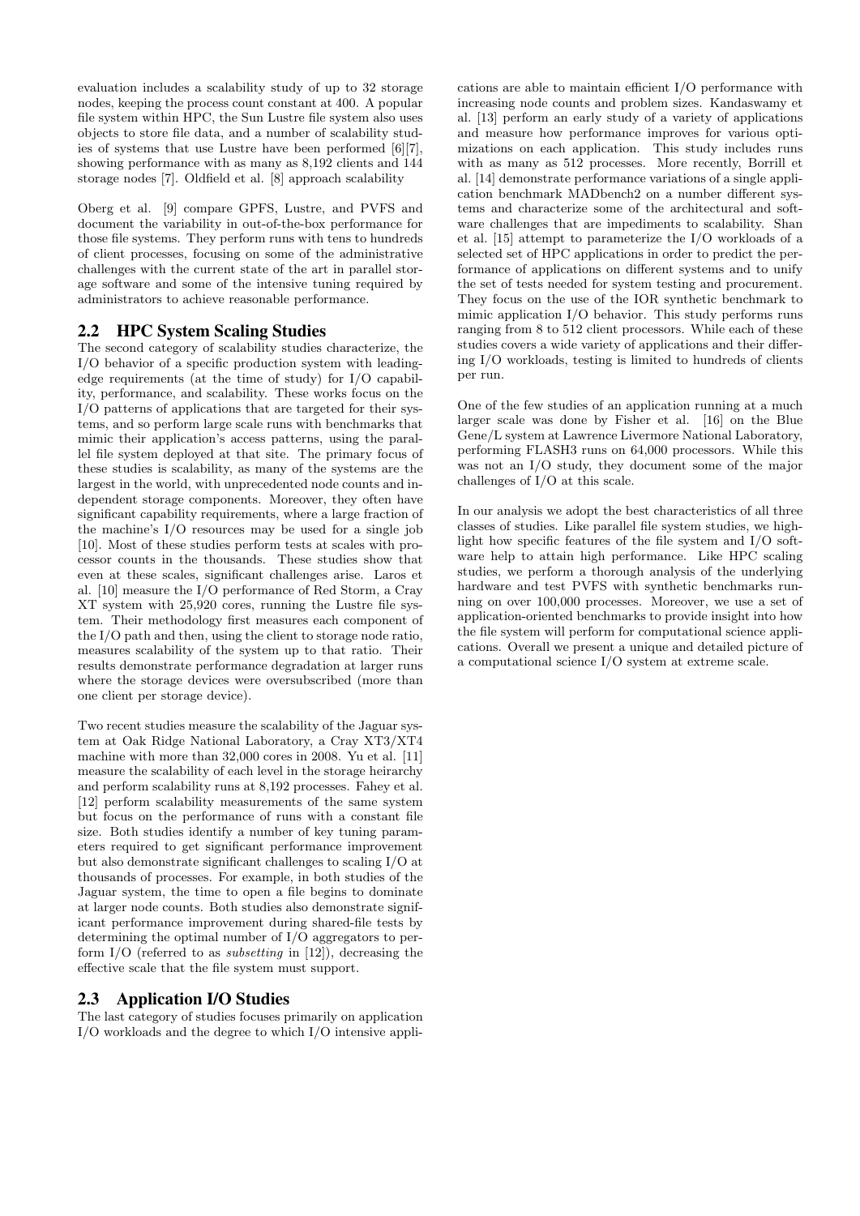evaluation includes a scalability study of up to 32 storage nodes, keeping the process count constant at 400. A popular file system within HPC, the Sun Lustre file system also uses objects to store file data, and a number of scalability studies of systems that use Lustre have been performed [6][7], showing performance with as many as 8,192 clients and 144 storage nodes [7]. Oldfield et al. [8] approach scalability

Oberg et al. [9] compare GPFS, Lustre, and PVFS and document the variability in out-of-the-box performance for those file systems. They perform runs with tens to hundreds of client processes, focusing on some of the administrative challenges with the current state of the art in parallel storage software and some of the intensive tuning required by administrators to achieve reasonable performance.

## 2.2 HPC System Scaling Studies

The second category of scalability studies characterize, the I/O behavior of a specific production system with leading-edge requirements (at the time of study) for I/O capability, performance, and scalability. These works focus on the I/O patterns of applications that are targeted for their systems, and so perform large scale runs with benchmarks that mimic their application's access patterns, using the parallel file system deployed at that site. The primary focus of these studies is scalability, as many of the systems are the largest in the world, with unprecedented node counts and independent storage components. Moreover, they often have significant capability requirements, where a large fraction of the machine's I/O resources may be used for a single job [10]. Most of these studies perform tests at scales with processor counts in the thousands. These studies show that even at these scales, significant challenges arise. Laros et al. [10] measure the I/O performance of Red Storm, a Cray XT system with 25,920 cores, running the Lustre file system. Their methodology first measures each component of the I/O path and then, using the client to storage node ratio, measures scalability of the system up to that ratio. Their results demonstrate performance degradation at larger runs where the storage devices were oversubscribed (more than one client per storage device).

Two recent studies measure the scalability of the Jaguar system at Oak Ridge National Laboratory, a Cray XT3/XT4 machine with more than 32,000 cores in 2008. Yu et al. [11] measure the scalability of each level in the storage heirarchy and perform scalability runs at 8,192 processes. Fahey et al. [12] perform scalability measurements of the same system but focus on the performance of runs with a constant file size. Both studies identify a number of key tuning parameters required to get significant performance improvement but also demonstrate significant challenges to scaling I/O at thousands of processes. For example, in both studies of the Jaguar system, the time to open a file begins to dominate at larger node counts. Both studies also demonstrate significant performance improvement during shared-file tests by determining the optimal number of I/O aggregators to perform I/O (referred to as *subsetting* in [12]), decreasing the effective scale that the file system must support.

## 2.3 Application I/O Studies

The last category of studies focuses primarily on application I/O workloads and the degree to which I/O intensive applications are able to maintain efficient I/O performance with increasing node counts and problem sizes. Kandaswamy et al. [13] perform an early study of a variety of applications and measure how performance improves for various optimizations on each application. This study includes runs with as many as 512 processes. More recently, Borrill et al. [14] demonstrate performance variations of a single application benchmark MADbench2 on a number different systems and characterize some of the architectural and software challenges that are impediments to scalability. Shan et al. [15] attempt to parameterize the I/O workloads of a selected set of HPC applications in order to predict the performance of applications on different systems and to unify the set of tests needed for system testing and procurement. They focus on the use of the IOR synthetic benchmark to mimic application I/O behavior. This study performs runs ranging from 8 to 512 client processors. While each of these studies covers a wide variety of applications and their differing I/O workloads, testing is limited to hundreds of clients per run.

One of the few studies of an application running at a much larger scale was done by Fisher et al. [16] on the Blue Gene/L system at Lawrence Livermore National Laboratory, performing FLASH3 runs on 64,000 processors. While this was not an I/O study, they document some of the major challenges of I/O at this scale.

In our analysis we adopt the best characteristics of all three classes of studies. Like parallel file system studies, we highlight how specific features of the file system and I/O software help to attain high performance. Like HPC scaling studies, we perform a thorough analysis of the underlying hardware and test PVFS with synthetic benchmarks running on over 100,000 processes. Moreover, we use a set of application-oriented benchmarks to provide insight into how the file system will perform for computational science applications. Overall we present a unique and detailed picture of a computational science I/O system at extreme scale.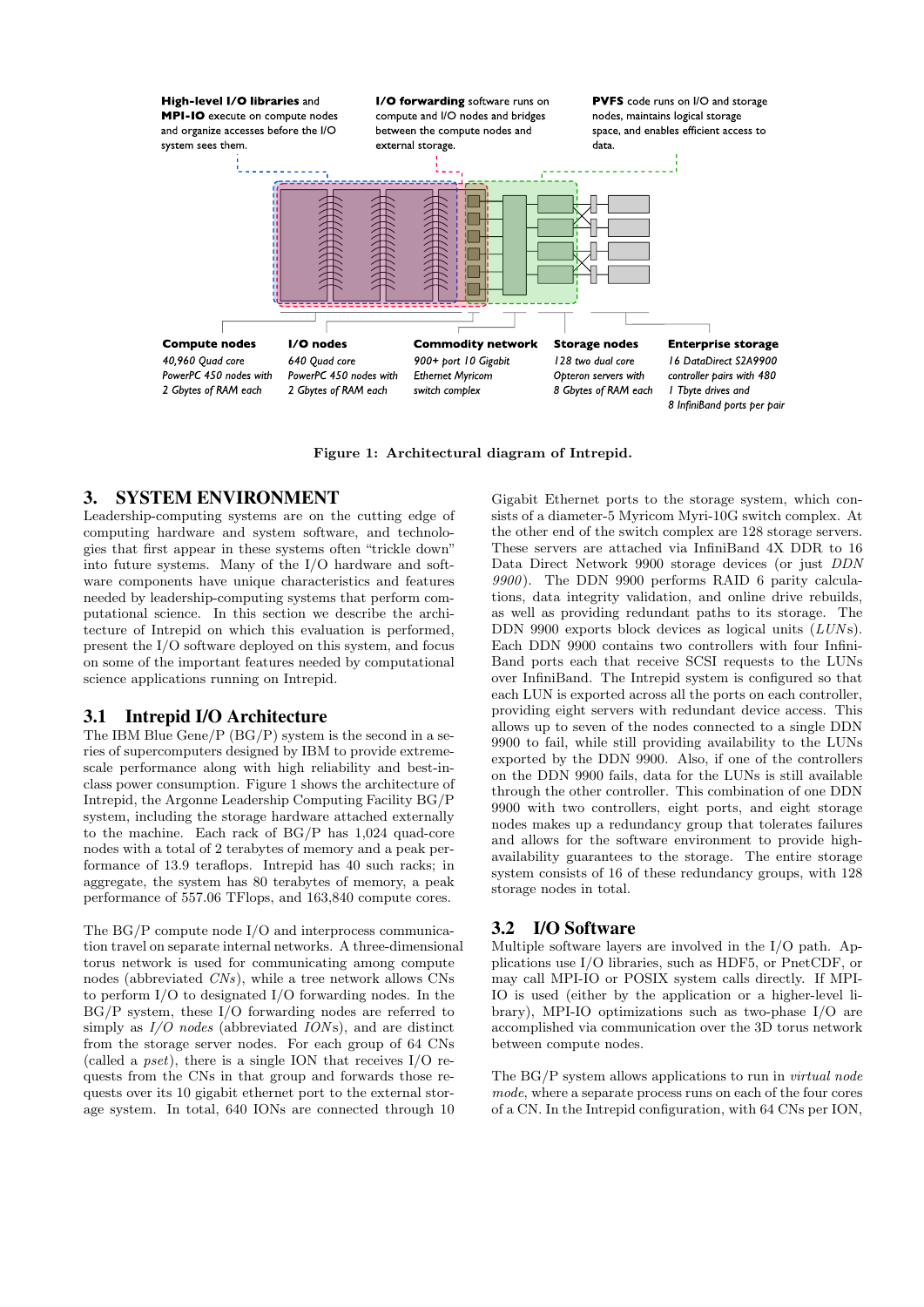High-level I/O libraries and MPI-IO execute on compute nodes and organize accesses before the I/O system sees them.

I/O forwarding software runs on compute and I/O nodes and bridges between the compute nodes and external storage.

PVFS code runs on I/O and storage nodes, maintains logical storage space, and enables efficient access to data.

Compute nodes: 40,960 Quad core PowerPC 450 nodes with 2 Gbytes of RAM each

I/O nodes: 640 Quad core PowerPC 450 nodes with 2 Gbytes of RAM each

Commodity network: 900+ port 10 Gigabit Ethernet Myricom switch complex

Storage nodes: 128 two dual core Opteron servers with 8 Gbytes of RAM each

Enterprise storage: 16 DataDirect S2A9900 controller pairs with 480 1 Tbyte drives and 8 InfiniBand ports per pair

**Figure 1: Architectural diagram of Intrepid.**

# 3. SYSTEM ENVIRONMENT

Leadership-computing systems are on the cutting edge of computing hardware and system software, and technologies that first appear in these systems often "trickle down" into future systems. Many of the I/O hardware and software components have unique characteristics and features needed by leadership-computing systems that perform computational science. In this section we describe the architecture of Intrepid on which this evaluation is performed, present the I/O software deployed on this system, and focus on some of the important features needed by computational science applications running on Intrepid.

## 3.1 Intrepid I/O Architecture

The IBM Blue Gene/P (BG/P) system is the second in a series of supercomputers designed by IBM to provide extreme-scale performance along with high reliability and best-in-class power consumption. Figure 1 shows the architecture of Intrepid, the Argonne Leadership Computing Facility BG/P system, including the storage hardware attached externally to the machine. Each rack of BG/P has 1,024 quad-core nodes with a total of 2 terabytes of memory and a peak performance of 13.9 teraflops. Intrepid has 40 such racks; in aggregate, the system has 80 terabytes of memory, a peak performance of 557.06 TFlops, and 163,840 compute cores.

The BG/P compute node I/O and interprocess communication travel on separate internal networks. A three-dimensional torus network is used for communicating among compute nodes (abbreviated *CNs*), while a tree network allows CNs to perform I/O to designated I/O forwarding nodes. In the BG/P system, these I/O forwarding nodes are referred to simply as *I/O nodes* (abbreviated *ION*s), and are distinct from the storage server nodes. For each group of 64 CNs (called a *pset*), there is a single ION that receives I/O requests from the CNs in that group and forwards those requests over its 10 gigabit ethernet port to the external storage system. In total, 640 IONs are connected through 10 Gigabit Ethernet ports to the storage system, which consists of a diameter-5 Myricom Myri-10G switch complex. At the other end of the switch complex are 128 storage servers. These servers are attached via InfiniBand 4X DDR to 16 Data Direct Network 9900 storage devices (or just *DDN 9900*). The DDN 9900 performs RAID 6 parity calculations, data integrity validation, and online drive rebuilds, as well as providing redundant paths to its storage. The DDN 9900 exports block devices as logical units (*LUN*s). Each DDN 9900 contains two controllers with four InfiniBand ports each that receive SCSI requests to the LUNs over InfiniBand. The Intrepid system is configured so that each LUN is exported across all the ports on each controller, providing eight servers with redundant device access. This allows up to seven of the nodes connected to a single DDN 9900 to fail, while still providing availability to the LUNs exported by the DDN 9900. Also, if one of the controllers on the DDN 9900 fails, data for the LUNs is still available through the other controller. This combination of one DDN 9900 with two controllers, eight ports, and eight storage nodes makes up a redundancy group that tolerates failures and allows for the software environment to provide high-availability guarantees to the storage. The entire storage system consists of 16 of these redundancy groups, with 128 storage nodes in total.

## 3.2 I/O Software

Multiple software layers are involved in the I/O path. Applications use I/O libraries, such as HDF5, or PnetCDF, or may call MPI-IO or POSIX system calls directly. If MPI-IO is used (either by the application or a higher-level library), MPI-IO optimizations such as two-phase I/O are accomplished via communication over the 3D torus network between compute nodes.

The BG/P system allows applications to run in *virtual node mode*, where a separate process runs on each of the four cores of a CN. In the Intrepid configuration, with 64 CNs per ION,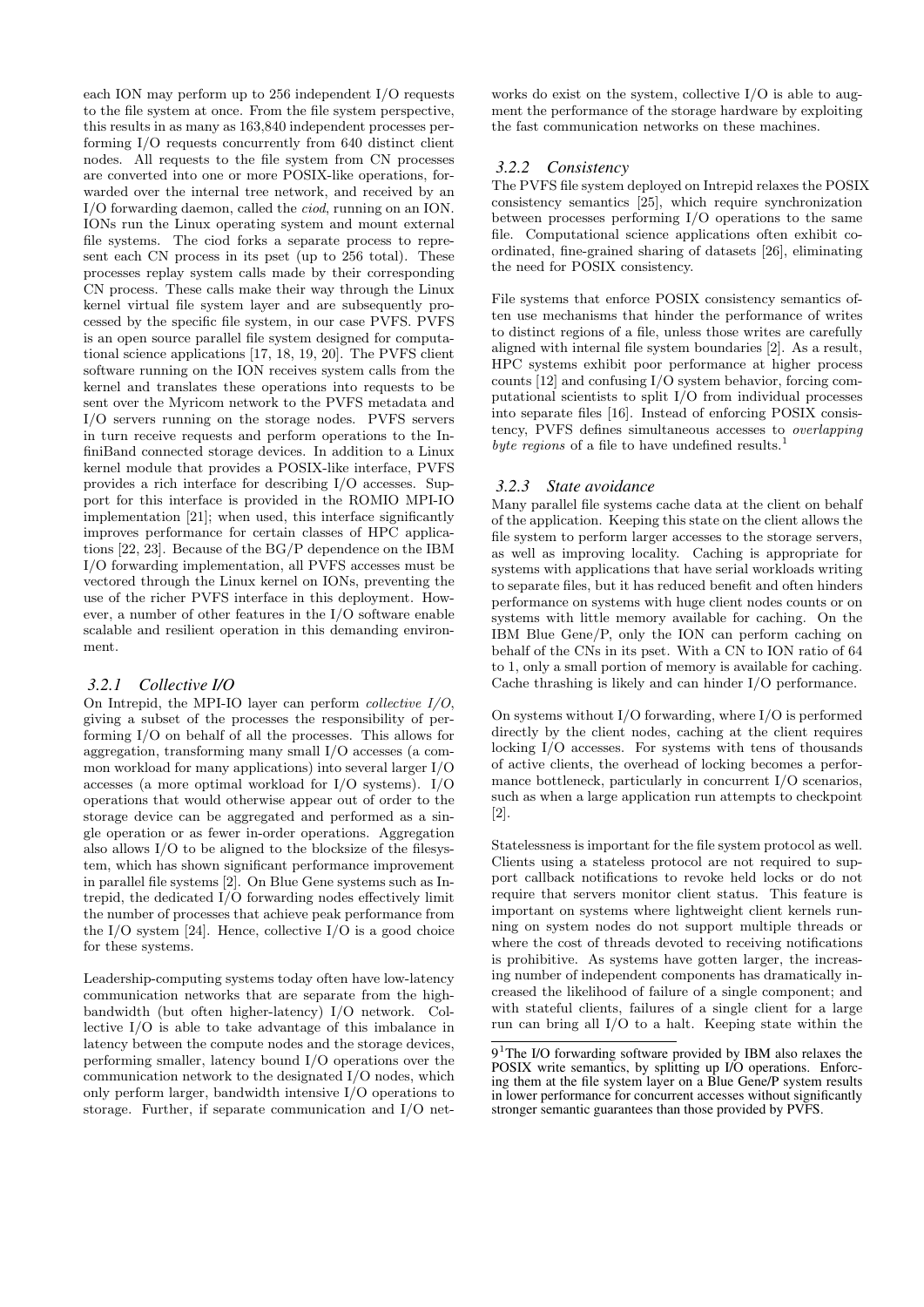each ION may perform up to 256 independent I/O requests to the file system at once. From the file system perspective, this results in as many as 163,840 independent processes performing I/O requests concurrently from 640 distinct client nodes. All requests to the file system from CN processes are converted into one or more POSIX-like operations, forwarded over the internal tree network, and received by an I/O forwarding daemon, called the *ciod*, running on an ION. IONs run the Linux operating system and mount external file systems. The ciod forks a separate process to represent each CN process in its pset (up to 256 total). These processes replay system calls made by their corresponding CN process. These calls make their way through the Linux kernel virtual file system layer and are subsequently processed by the specific file system, in our case PVFS. PVFS is an open source parallel file system designed for computational science applications [17, 18, 19, 20]. The PVFS client software running on the ION receives system calls from the kernel and translates these operations into requests to be sent over the Myricom network to the PVFS metadata and I/O servers running on the storage nodes. PVFS servers in turn receive requests and perform operations to the InfiniBand connected storage devices. In addition to a Linux kernel module that provides a POSIX-like interface, PVFS provides a rich interface for describing I/O accesses. Support for this interface is provided in the ROMIO MPI-IO implementation [21]; when used, this interface significantly improves performance for certain classes of HPC applications [22, 23]. Because of the BG/P dependence on the IBM I/O forwarding implementation, all PVFS accesses must be vectored through the Linux kernel on IONs, preventing the use of the richer PVFS interface in this deployment. However, a number of other features in the I/O software enable scalable and resilient operation in this demanding environment.

### 3.2.1 Collective I/O

On Intrepid, the MPI-IO layer can perform *collective I/O*, giving a subset of the processes the responsibility of performing I/O on behalf of all the processes. This allows for aggregation, transforming many small I/O accesses (a common workload for many applications) into several larger I/O accesses (a more optimal workload for I/O systems). I/O operations that would otherwise appear out of order to the storage device can be aggregated and performed as a single operation or as fewer in-order operations. Aggregation also allows I/O to be aligned to the blocksize of the filesystem, which has shown significant performance improvement in parallel file systems [2]. On Blue Gene systems such as Intrepid, the dedicated I/O forwarding nodes effectively limit the number of processes that achieve peak performance from the I/O system [24]. Hence, collective I/O is a good choice for these systems.

Leadership-computing systems today often have low-latency communication networks that are separate from the high-bandwidth (but often higher-latency) I/O network. Collective I/O is able to take advantage of this imbalance in latency between the compute nodes and the storage devices, performing smaller, latency bound I/O operations over the communication network to the designated I/O nodes, which only perform larger, bandwidth intensive I/O operations to storage. Further, if separate communication and I/O networks do exist on the system, collective I/O is able to augment the performance of the storage hardware by exploiting the fast communication networks on these machines.

### 3.2.2 Consistency

The PVFS file system deployed on Intrepid relaxes the POSIX consistency semantics [25], which require synchronization between processes performing I/O operations to the same file. Computational science applications often exhibit coordinated, fine-grained sharing of datasets [26], eliminating the need for POSIX consistency.

File systems that enforce POSIX consistency semantics often use mechanisms that hinder the performance of writes to distinct regions of a file, unless those writes are carefully aligned with internal file system boundaries [2]. As a result, HPC systems exhibit poor performance at higher process counts [12] and confusing I/O system behavior, forcing computational scientists to split I/O from individual processes into separate files [16]. Instead of enforcing POSIX consistency, PVFS defines simultaneous accesses to *overlapping byte regions* of a file to have undefined results.[1]

### 3.2.3 State avoidance

Many parallel file systems cache data at the client on behalf of the application. Keeping this state on the client allows the file system to perform larger accesses to the storage servers, as well as improving locality. Caching is appropriate for systems with applications that have serial workloads writing to separate files, but it has reduced benefit and often hinders performance on systems with huge client nodes counts or on systems with little memory available for caching. On the IBM Blue Gene/P, only the ION can perform caching on behalf of the CNs in its pset. With a CN to ION ratio of 64 to 1, only a small portion of memory is available for caching. Cache thrashing is likely and can hinder I/O performance.

On systems without I/O forwarding, where I/O is performed directly by the client nodes, caching at the client requires locking I/O accesses. For systems with tens of thousands of active clients, the overhead of locking becomes a performance bottleneck, particularly in concurrent I/O scenarios, such as when a large application run attempts to checkpoint [2].

Statelessness is important for the file system protocol as well. Clients using a stateless protocol are not required to support callback notifications to revoke held locks or do not require that servers monitor client status. This feature is important on systems where lightweight client kernels running on system nodes do not support multiple threads or where the cost of threads devoted to receiving notifications is prohibitive. As systems have gotten larger, the increasing number of independent components has dramatically increased the likelihood of failure of a single component; and with stateful clients, failures of a single client for a large run can bring all I/O to a halt. Keeping state within the

---

[1] The I/O forwarding software provided by IBM also relaxes the POSIX write semantics, by splitting up I/O operations. Enforcing them at the file system layer on a Blue Gene/P system results in lower performance for concurrent accesses without significantly stronger semantic guarantees than those provided by PVFS.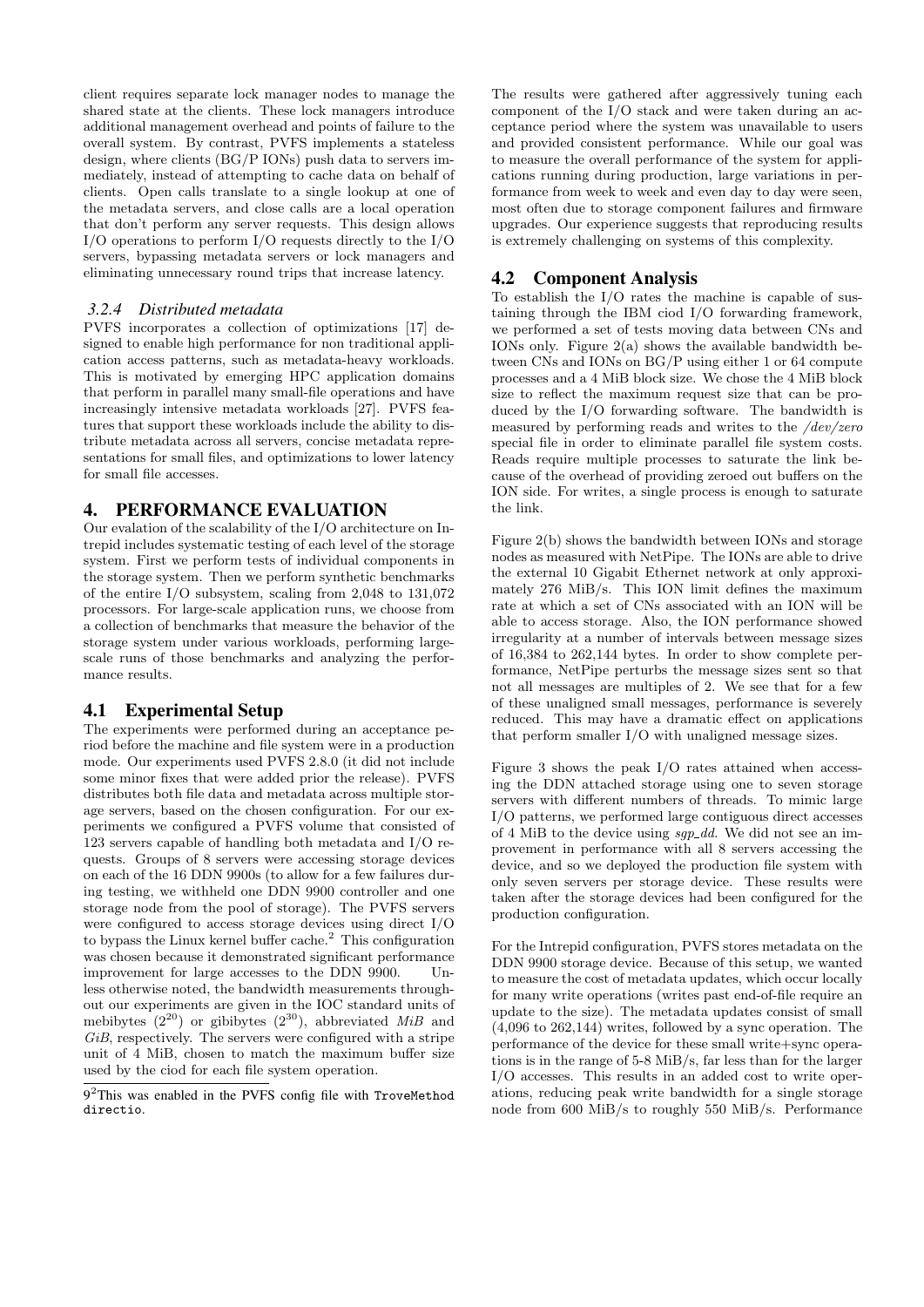client requires separate lock manager nodes to manage the shared state at the clients. These lock managers introduce additional management overhead and points of failure to the overall system. By contrast, PVFS implements a stateless design, where clients (BG/P IONs) push data to servers immediately, instead of attempting to cache data on behalf of clients. Open calls translate to a single lookup at one of the metadata servers, and close calls are a local operation that don't perform any server requests. This design allows I/O operations to perform I/O requests directly to the I/O servers, bypassing metadata servers or lock managers and eliminating unnecessary round trips that increase latency.

#### 3.2.4 Distributed metadata

PVFS incorporates a collection of optimizations [17] designed to enable high performance for non traditional application access patterns, such as metadata-heavy workloads. This is motivated by emerging HPC application domains that perform in parallel many small-file operations and have increasingly intensive metadata workloads [27]. PVFS features that support these workloads include the ability to distribute metadata across all servers, concise metadata representations for small files, and optimizations to lower latency for small file accesses.

## 4. PERFORMANCE EVALUATION

Our evalation of the scalability of the I/O architecture on Intrepid includes systematic testing of each level of the storage system. First we perform tests of individual components in the storage system. Then we perform synthetic benchmarks of the entire I/O subsystem, scaling from 2,048 to 131,072 processors. For large-scale application runs, we choose from a collection of benchmarks that measure the behavior of the storage system under various workloads, performing large-scale runs of those benchmarks and analyzing the performance results.

### 4.1 Experimental Setup

The experiments were performed during an acceptance period before the machine and file system were in a production mode. Our experiments used PVFS 2.8.0 (it did not include some minor fixes that were added prior the release). PVFS distributes both file data and metadata across multiple storage servers, based on the chosen configuration. For our experiments we configured a PVFS volume that consisted of 123 servers capable of handling both metadata and I/O requests. Groups of 8 servers were accessing storage devices on each of the 16 DDN 9900s (to allow for a few failures during testing, we withheld one DDN 9900 controller and one storage node from the pool of storage). The PVFS servers were configured to access storage devices using direct I/O to bypass the Linux kernel buffer cache.[2] This configuration was chosen because it demonstrated significant performance improvement for large accesses to the DDN 9900. Unless otherwise noted, the bandwidth measurements throughout our experiments are given in the IOC standard units of mebibytes ($2^{20}$) or gibibytes ($2^{30}$), abbreviated *MiB* and *GiB*, respectively. The servers were configured with a stripe unit of 4 MiB, chosen to match the maximum buffer size used by the ciod for each file system operation.

[2]This was enabled in the PVFS config file with `TroveMethod directio`.

The results were gathered after aggressively tuning each component of the I/O stack and were taken during an acceptance period where the system was unavailable to users and provided consistent performance. While our goal was to measure the overall performance of the system for applications running during production, large variations in performance from week to week and even day to day were seen, most often due to storage component failures and firmware upgrades. Our experience suggests that reproducing results is extremely challenging on systems of this complexity.

### 4.2 Component Analysis

To establish the I/O rates the machine is capable of sustaining through the IBM ciod I/O forwarding framework, we performed a set of tests moving data between CNs and IONs only. Figure 2(a) shows the available bandwidth between CNs and IONs on BG/P using either 1 or 64 compute processes and a 4 MiB block size. We chose the 4 MiB block size to reflect the maximum request size that can be produced by the I/O forwarding software. The bandwidth is measured by performing reads and writes to the */dev/zero* special file in order to eliminate parallel file system costs. Reads require multiple processes to saturate the link because of the overhead of providing zeroed out buffers on the ION side. For writes, a single process is enough to saturate the link.

Figure 2(b) shows the bandwidth between IONs and storage nodes as measured with NetPipe. The IONs are able to drive the external 10 Gigabit Ethernet network at only approximately 276 MiB/s. This ION limit defines the maximum rate at which a set of CNs associated with an ION will be able to access storage. Also, the ION performance showed irregularity at a number of intervals between message sizes of 16,384 to 262,144 bytes. In order to show complete performance, NetPipe perturbs the message sizes sent so that not all messages are multiples of 2. We see that for a few of these unaligned small messages, performance is severely reduced. This may have a dramatic effect on applications that perform smaller I/O with unaligned message sizes.

Figure 3 shows the peak I/O rates attained when accessing the DDN attached storage using one to seven storage servers with different numbers of threads. To mimic large I/O patterns, we performed large contiguous direct accesses of 4 MiB to the device using *sgp_dd*. We did not see an improvement in performance with all 8 servers accessing the device, and so we deployed the production file system with only seven servers per storage device. These results were taken after the storage devices had been configured for the production configuration.

For the Intrepid configuration, PVFS stores metadata on the DDN 9900 storage device. Because of this setup, we wanted to measure the cost of metadata updates, which occur locally for many write operations (writes past end-of-file require an update to the size). The metadata updates consist of small (4,096 to 262,144) writes, followed by a sync operation. The performance of the device for these small write+sync operations is in the range of 5-8 MiB/s, far less than for the larger I/O accesses. This results in an added cost to write operations, reducing peak write bandwidth for a single storage node from 600 MiB/s to roughly 550 MiB/s. Performance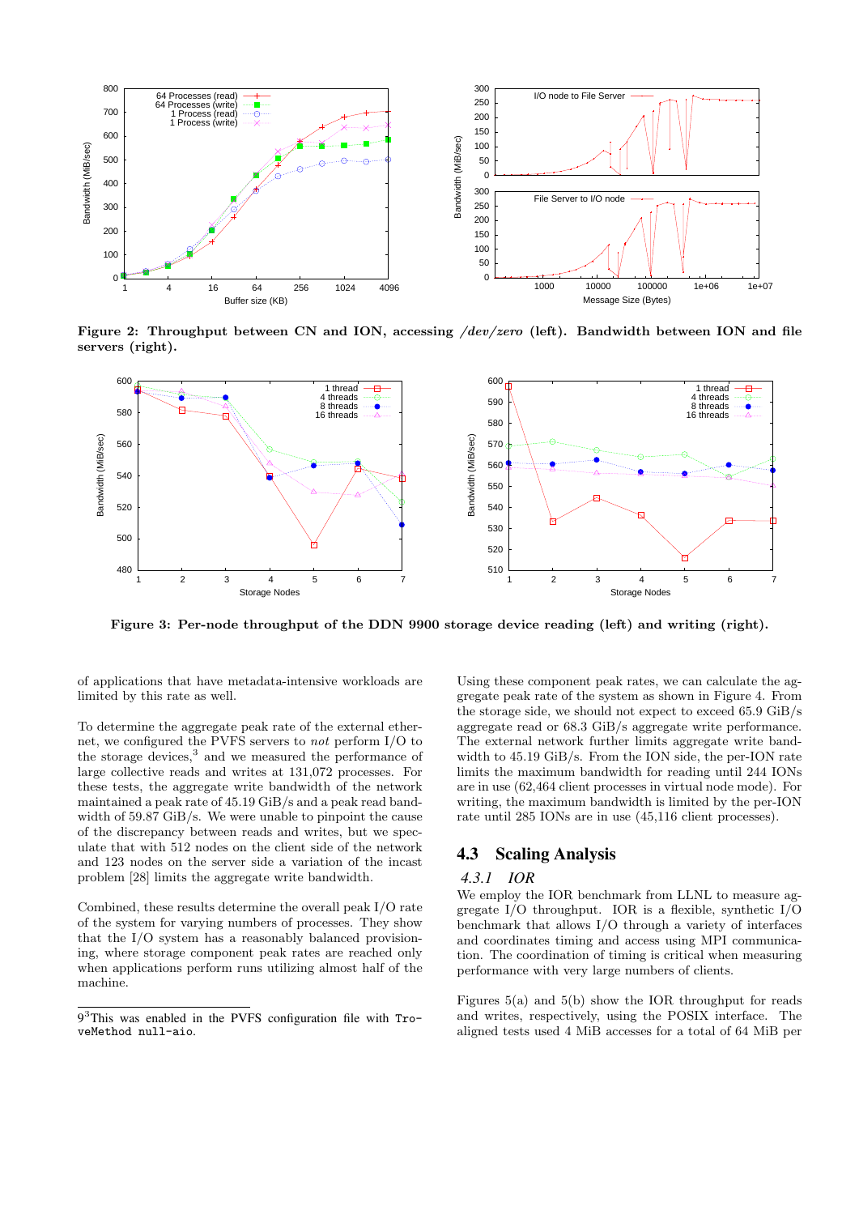**Figure 2: Throughput between CN and ION, accessing */dev/zero* (left). Bandwidth between ION and file servers (right).**

**Figure 3: Per-node throughput of the DDN 9900 storage device reading (left) and writing (right).**

of applications that have metadata-intensive workloads are limited by this rate as well.

To determine the aggregate peak rate of the external ethernet, we configured the PVFS servers to *not* perform I/O to the storage devices,[3] and we measured the performance of large collective reads and writes at 131,072 processes. For these tests, the aggregate write bandwidth of the network maintained a peak rate of 45.19 GiB/s and a peak read bandwidth of 59.87 GiB/s. We were unable to pinpoint the cause of the discrepancy between reads and writes, but we speculate that with 512 nodes on the client side of the network and 123 nodes on the server side a variation of the incast problem [28] limits the aggregate write bandwidth.

Combined, these results determine the overall peak I/O rate of the system for varying numbers of processes. They show that the I/O system has a reasonably balanced provisioning, where storage component peak rates are reached only when applications perform runs utilizing almost half of the machine.

Using these component peak rates, we can calculate the aggregate peak rate of the system as shown in Figure 4. From the storage side, we should not expect to exceed 65.9 GiB/s aggregate read or 68.3 GiB/s aggregate write performance. The external network further limits aggregate write bandwidth to 45.19 GiB/s. From the ION side, the per-ION rate limits the maximum bandwidth for reading until 244 IONs are in use (62,464 client processes in virtual node mode). For writing, the maximum bandwidth is limited by the per-ION rate until 285 IONs are in use (45,116 client processes).

## 4.3 Scaling Analysis

### *4.3.1 IOR*

We employ the IOR benchmark from LLNL to measure aggregate I/O throughput. IOR is a flexible, synthetic I/O benchmark that allows I/O through a variety of interfaces and coordinates timing and access using MPI communication. The coordination of timing is critical when measuring performance with very large numbers of clients.

Figures 5(a) and 5(b) show the IOR throughput for reads and writes, respectively, using the POSIX interface. The aligned tests used 4 MiB accesses for a total of 64 MiB per

---

[3] This was enabled in the PVFS configuration file with `TroveMethod null-aio`.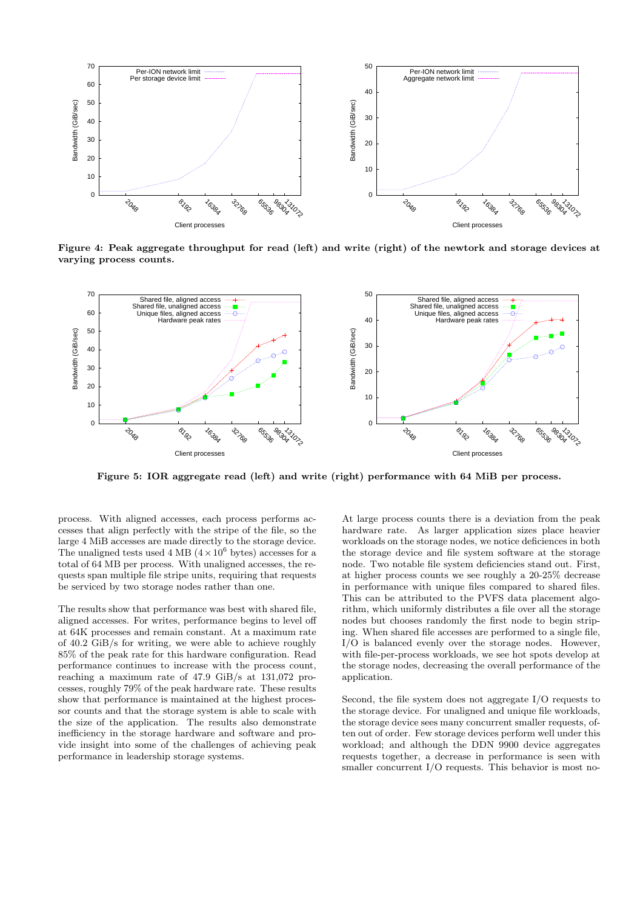**Figure 4: Peak aggregate throughput for read (left) and write (right) of the newtork and storage devices at varying process counts.**

**Figure 5: IOR aggregate read (left) and write (right) performance with 64 MiB per process.**

process. With aligned accesses, each process performs accesses that align perfectly with the stripe of the file, so the large 4 MiB accesses are made directly to the storage device. The unaligned tests used 4 MB ($4 \times 10^6$ bytes) accesses for a total of 64 MB per process. With unaligned accesses, the requests span multiple file stripe units, requiring that requests be serviced by two storage nodes rather than one.

The results show that performance was best with shared file, aligned accesses. For writes, performance begins to level off at 64K processes and remain constant. At a maximum rate of 40.2 GiB/s for writing, we were able to achieve roughly 85% of the peak rate for this hardware configuration. Read performance continues to increase with the process count, reaching a maximum rate of 47.9 GiB/s at 131,072 processes, roughly 79% of the peak hardware rate. These results show that performance is maintained at the highest processor counts and that the storage system is able to scale with the size of the application. The results also demonstrate inefficiency in the storage hardware and software and provide insight into some of the challenges of achieving peak performance in leadership storage systems.

At large process counts there is a deviation from the peak hardware rate. As larger application sizes place heavier workloads on the storage nodes, we notice deficiences in both the storage device and file system software at the storage node. Two notable file system deficiencies stand out. First, at higher process counts we see roughly a 20-25% decrease in performance with unique files compared to shared files. This can be attributed to the PVFS data placement algorithm, which uniformly distributes a file over all the storage nodes but chooses randomly the first node to begin striping. When shared file accesses are performed to a single file, I/O is balanced evenly over the storage nodes. However, with file-per-process workloads, we see hot spots develop at the storage nodes, decreasing the overall performance of the application.

Second, the file system does not aggregate I/O requests to the storage device. For unaligned and unique file workloads, the storage device sees many concurrent smaller requests, often out of order. Few storage devices perform well under this workload; and although the DDN 9900 device aggregates requests together, a decrease in performance is seen with smaller concurrent I/O requests. This behavior is most no-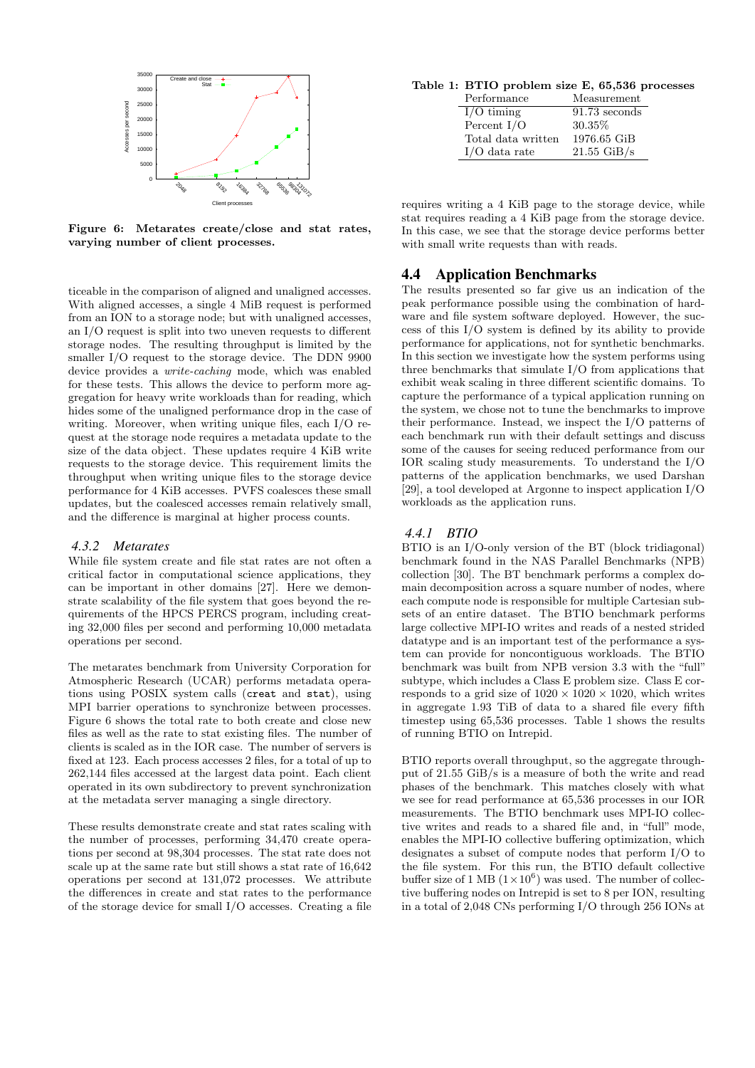Figure 6: Metarates create/close and stat rates, varying number of client processes.

ticeable in the comparison of aligned and unaligned accesses. With aligned accesses, a single 4 MiB request is performed from an ION to a storage node; but with unaligned accesses, an I/O request is split into two uneven requests to different storage nodes. The resulting throughput is limited by the smaller I/O request to the storage device. The DDN 9900 device provides a *write-caching* mode, which was enabled for these tests. This allows the device to perform more aggregation for heavy write workloads than for reading, which hides some of the unaligned performance drop in the case of writing. Moreover, when writing unique files, each I/O request at the storage node requires a metadata update to the size of the data object. These updates require 4 KiB write requests to the storage device. This requirement limits the throughput when writing unique files to the storage device performance for 4 KiB accesses. PVFS coalesces these small updates, but the coalesced accesses remain relatively small, and the difference is marginal at higher process counts.

### 4.3.2 Metarates

While file system create and file stat rates are not often a critical factor in computational science applications, they can be important in other domains [27]. Here we demonstrate scalability of the file system that goes beyond the requirements of the HPCS PERCS program, including creating 32,000 files per second and performing 10,000 metadata operations per second.

The metarates benchmark from University Corporation for Atmospheric Research (UCAR) performs metadata operations using POSIX system calls (`creat` and `stat`), using MPI barrier operations to synchronize between processes. Figure 6 shows the total rate to both create and close new files as well as the rate to stat existing files. The number of clients is scaled as in the IOR case. The number of servers is fixed at 123. Each process accesses 2 files, for a total of up to 262,144 files accessed at the largest data point. Each client operated in its own subdirectory to prevent synchronization at the metadata server managing a single directory.

These results demonstrate create and stat rates scaling with the number of processes, performing 34,470 create operations per second at 98,304 processes. The stat rate does not scale up at the same rate but still shows a stat rate of 16,642 operations per second at 131,072 processes. We attribute the differences in create and stat rates to the performance of the storage device for small I/O accesses. Creating a file requires writing a 4 KiB page to the storage device, while stat requires reading a 4 KiB page from the storage device. In this case, we see that the storage device performs better with small write requests than with reads.

**Table 1: BTIO problem size E, 65,536 processes**

| Performance | Measurement |
|---|---|
| I/O timing | 91.73 seconds |
| Percent I/O | 30.35% |
| Total data written | 1976.65 GiB |
| I/O data rate | 21.55 GiB/s |

## 4.4 Application Benchmarks

The results presented so far give us an indication of the peak performance possible using the combination of hardware and file system software deployed. However, the success of this I/O system is defined by its ability to provide performance for applications, not for synthetic benchmarks. In this section we investigate how the system performs using three benchmarks that simulate I/O from applications that exhibit weak scaling in three different scientific domains. To capture the performance of a typical application running on the system, we chose not to tune the benchmarks to improve their performance. Instead, we inspect the I/O patterns of each benchmark run with their default settings and discuss some of the causes for seeing reduced performance from our IOR scaling study measurements. To understand the I/O patterns of the application benchmarks, we used Darshan [29], a tool developed at Argonne to inspect application I/O workloads as the application runs.

### 4.4.1 BTIO

BTIO is an I/O-only version of the BT (block tridiagonal) benchmark found in the NAS Parallel Benchmarks (NPB) collection [30]. The BT benchmark performs a complex domain decomposition across a square number of nodes, where each compute node is responsible for multiple Cartesian subsets of an entire dataset. The BTIO benchmark performs large collective MPI-IO writes and reads of a nested strided datatype and is an important test of the performance a system can provide for noncontiguous workloads. The BTIO benchmark was built from NPB version 3.3 with the "full" subtype, which includes a Class E problem size. Class E corresponds to a grid size of $1020 \times 1020 \times 1020$, which writes in aggregate 1.93 TiB of data to a shared file every fifth timestep using 65,536 processes. Table 1 shows the results of running BTIO on Intrepid.

BTIO reports overall throughput, so the aggregate throughput of 21.55 GiB/s is a measure of both the write and read phases of the benchmark. This matches closely with what we see for read performance at 65,536 processes in our IOR measurements. The BTIO benchmark uses MPI-IO collective writes and reads to a shared file and, in "full" mode, enables the MPI-IO collective buffering optimization, which designates a subset of compute nodes that perform I/O to the file system. For this run, the BTIO default collective buffer size of 1 MB ($1 \times 10^6$) was used. The number of collective buffering nodes on Intrepid is set to 8 per ION, resulting in a total of 2,048 CNs performing I/O through 256 IONs at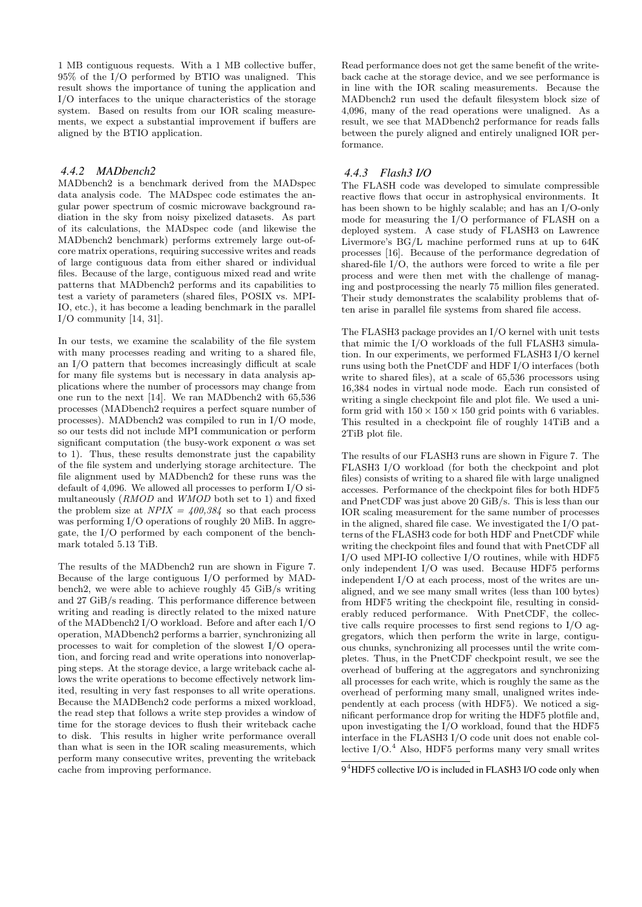1 MB contiguous requests. With a 1 MB collective buffer, 95% of the I/O performed by BTIO was unaligned. This result shows the importance of tuning the application and I/O interfaces to the unique characteristics of the storage system. Based on results from our IOR scaling measurements, we expect a substantial improvement if buffers are aligned by the BTIO application.

### 4.4.2 MADbench2

MADbench2 is a benchmark derived from the MADspec data analysis code. The MADspec code estimates the angular power spectrum of cosmic microwave background radiation in the sky from noisy pixelized datasets. As part of its calculations, the MADspec code (and likewise the MADbench2 benchmark) performs extremely large out-of-core matrix operations, requiring successive writes and reads of large contiguous data from either shared or individual files. Because of the large, contiguous mixed read and write patterns that MADbench2 performs and its capabilities to test a variety of parameters (shared files, POSIX vs. MPI-IO, etc.), it has become a leading benchmark in the parallel I/O community [14, 31].

In our tests, we examine the scalability of the file system with many processes reading and writing to a shared file, an I/O pattern that becomes increasingly difficult at scale for many file systems but is necessary in data analysis applications where the number of processors may change from one run to the next [14]. We ran MADbench2 with 65,536 processes (MADbench2 requires a perfect square number of processes). MADbench2 was compiled to run in I/O mode, so our tests did not include MPI communication or perform significant computation (the busy-work exponent $\alpha$ was set to 1). Thus, these results demonstrate just the capability of the file system and underlying storage architecture. The file alignment used by MADbench2 for these runs was the default of 4,096. We allowed all processes to perform I/O simultaneously (*RMOD* and *WMOD* both set to 1) and fixed the problem size at *NPIX = 400,384* so that each process was performing I/O operations of roughly 20 MiB. In aggregate, the I/O performed by each component of the benchmark totaled 5.13 TiB.

The results of the MADbench2 run are shown in Figure 7. Because of the large contiguous I/O performed by MADbench2, we were able to achieve roughly 45 GiB/s writing and 27 GiB/s reading. This performance difference between writing and reading is directly related to the mixed nature of the MADbench2 I/O workload. Before and after each I/O operation, MADbench2 performs a barrier, synchronizing all processes to wait for completion of the slowest I/O operation, and forcing read and write operations into nonoverlapping steps. At the storage device, a large writeback cache allows the write operations to become effectively network limited, resulting in very fast responses to all write operations. Because the MADBench2 code performs a mixed workload, the read step that follows a write step provides a window of time for the storage devices to flush their writeback cache to disk. This results in higher write performance overall than what is seen in the IOR scaling measurements, which perform many consecutive writes, preventing the writeback cache from improving performance.

Read performance does not get the same benefit of the writeback cache at the storage device, and we see performance is in line with the IOR scaling measurements. Because the MADbench2 run used the default filesystem block size of 4,096, many of the read operations were unaligned. As a result, we see that MADbench2 performance for reads falls between the purely aligned and entirely unaligned IOR performance.

### 4.4.3 Flash3 I/O

The FLASH code was developed to simulate compressible reactive flows that occur in astrophysical environments. It has been shown to be highly scalable; and has an I/O-only mode for measuring the I/O performance of FLASH on a deployed system. A case study of FLASH3 on Lawrence Livermore's BG/L machine performed runs at up to 64K processes [16]. Because of the performance degredation of shared-file I/O, the authors were forced to write a file per process and were then met with the challenge of managing and postprocessing the nearly 75 million files generated. Their study demonstrates the scalability problems that often arise in parallel file systems from shared file access.

The FLASH3 package provides an I/O kernel with unit tests that mimic the I/O workloads of the full FLASH3 simulation. In our experiments, we performed FLASH3 I/O kernel runs using both the PnetCDF and HDF I/O interfaces (both write to shared files), at a scale of 65,536 processors using 16,384 nodes in virtual node mode. Each run consisted of writing a single checkpoint file and plot file. We used a uniform grid with $150 \times 150 \times 150$ grid points with 6 variables. This resulted in a checkpoint file of roughly 14TiB and a 2TiB plot file.

The results of our FLASH3 runs are shown in Figure 7. The FLASH3 I/O workload (for both the checkpoint and plot files) consists of writing to a shared file with large unaligned accesses. Performance of the checkpoint files for both HDF5 and PnetCDF was just above 20 GiB/s. This is less than our IOR scaling measurement for the same number of processes in the aligned, shared file case. We investigated the I/O patterns of the FLASH3 code for both HDF and PnetCDF while writing the checkpoint files and found that with PnetCDF all I/O used MPI-IO collective I/O routines, while with HDF5 only independent I/O was used. Because HDF5 performs independent I/O at each process, most of the writes are unaligned, and we see many small writes (less than 100 bytes) from HDF5 writing the checkpoint file, resulting in considerably reduced performance. With PnetCDF, the collective calls require processes to first send regions to I/O aggregators, which then perform the write in large, contiguous chunks, synchronizing all processes until the write completes. Thus, in the PnetCDF checkpoint result, we see the overhead of buffering at the aggregators and synchronizing all processes for each write, which is roughly the same as the overhead of performing many small, unaligned writes independently at each process (with HDF5). We noticed a significant performance drop for writing the HDF5 plotfile and, upon investigating the I/O workload, found that the HDF5 interface in the FLASH3 I/O code unit does not enable collective I/O.[4] Also, HDF5 performs many very small writes

[4] HDF5 collective I/O is included in FLASH3 I/O code only when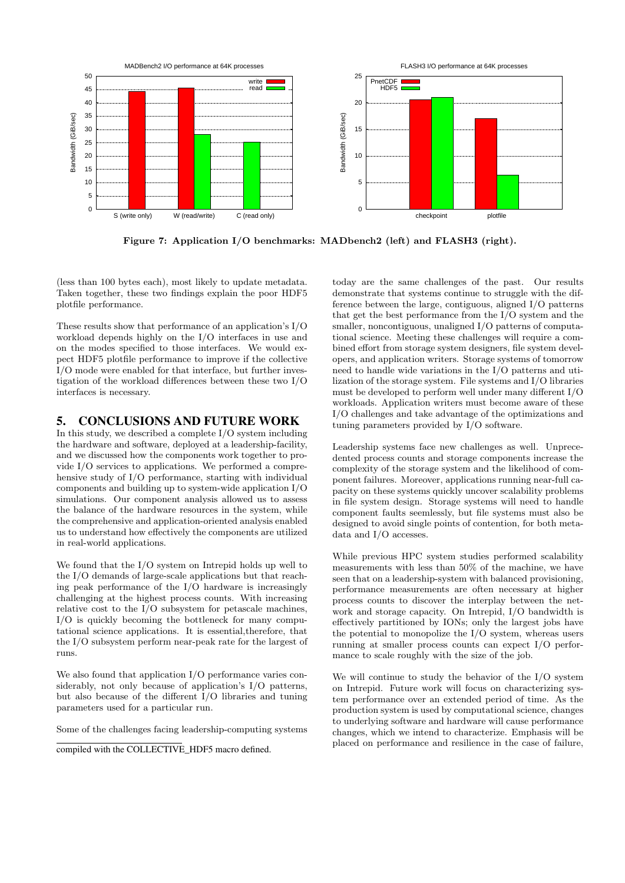Figure 7: Application I/O benchmarks: MADbench2 (left) and FLASH3 (right).

(less than 100 bytes each), most likely to update metadata. Taken together, these two findings explain the poor HDF5 plotfile performance.

These results show that performance of an application's I/O workload depends highly on the I/O interfaces in use and on the modes specified to those interfaces. We would expect HDF5 plotfile performance to improve if the collective I/O mode were enabled for that interface, but further investigation of the workload differences between these two I/O interfaces is necessary.

# 5. CONCLUSIONS AND FUTURE WORK

In this study, we described a complete I/O system including the hardware and software, deployed at a leadership-facility, and we discussed how the components work together to provide I/O services to applications. We performed a comprehensive study of I/O performance, starting with individual components and building up to system-wide application I/O simulations. Our component analysis allowed us to assess the balance of the hardware resources in the system, while the comprehensive and application-oriented analysis enabled us to understand how effectively the components are utilized in real-world applications.

We found that the I/O system on Intrepid holds up well to the I/O demands of large-scale applications but that reaching peak performance of the I/O hardware is increasingly challenging at the highest process counts. With increasing relative cost to the I/O subsystem for petascale machines, I/O is quickly becoming the bottleneck for many computational science applications. It is essential,therefore, that the I/O subsystem perform near-peak rate for the largest of runs.

We also found that application I/O performance varies considerably, not only because of application's I/O patterns, but also because of the different I/O libraries and tuning parameters used for a particular run.

Some of the challenges facing leadership-computing systems today are the same challenges of the past. Our results demonstrate that systems continue to struggle with the difference between the large, contiguous, aligned I/O patterns that get the best performance from the I/O system and the smaller, noncontiguous, unaligned I/O patterns of computational science. Meeting these challenges will require a combined effort from storage system designers, file system developers, and application writers. Storage systems of tomorrow need to handle wide variations in the I/O patterns and utilization of the storage system. File systems and I/O libraries must be developed to perform well under many different I/O workloads. Application writers must become aware of these I/O challenges and take advantage of the optimizations and tuning parameters provided by I/O software.

Leadership systems face new challenges as well. Unprecedented process counts and storage components increase the complexity of the storage system and the likelihood of component failures. Moreover, applications running near-full capacity on these systems quickly uncover scalability problems in file system design. Storage systems will need to handle component faults seemlessly, but file systems must also be designed to avoid single points of contention, for both metadata and I/O accesses.

While previous HPC system studies performed scalability measurements with less than 50% of the machine, we have seen that on a leadership-system with balanced provisioning, performance measurements are often necessary at higher process counts to discover the interplay between the network and storage capacity. On Intrepid, I/O bandwidth is effectively partitioned by IONs; only the largest jobs have the potential to monopolize the I/O system, whereas users running at smaller process counts can expect I/O performance to scale roughly with the size of the job.

We will continue to study the behavior of the I/O system on Intrepid. Future work will focus on characterizing system performance over an extended period of time. As the production system is used by computational science, changes to underlying software and hardware will cause performance changes, which we intend to characterize. Emphasis will be placed on performance and resilience in the case of failure,

compiled with the COLLECTIVE_HDF5 macro defined.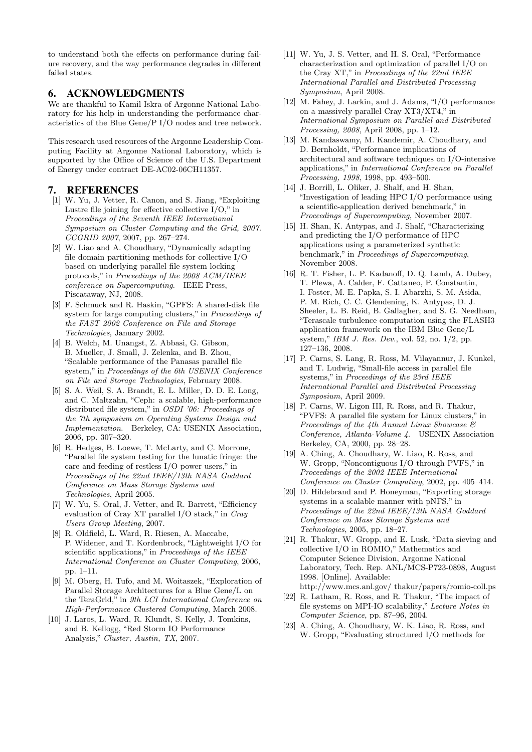to understand both the effects on performance during failure recovery, and the way performance degrades in different failed states.

## 6. ACKNOWLEDGMENTS

We are thankful to Kamil Iskra of Argonne National Laboratory for his help in understanding the performance characteristics of the Blue Gene/P I/O nodes and tree network.

This research used resources of the Argonne Leadership Computing Facility at Argonne National Laboratory, which is supported by the Office of Science of the U.S. Department of Energy under contract DE-AC02-06CH11357.

## 7. REFERENCES

[1] W. Yu, J. Vetter, R. Canon, and S. Jiang, "Exploiting Lustre file joining for effective collective I/O," in *Proceedings of the Seventh IEEE International Symposium on Cluster Computing and the Grid, 2007. CCGRID 2007*, 2007, pp. 267–274.

[2] W. Liao and A. Choudhary, "Dynamically adapting file domain partitioning methods for collective I/O based on underlying parallel file system locking protocols," in *Proceedings of the 2008 ACM/IEEE conference on Supercomputing*. IEEE Press, Piscataway, NJ, 2008.

[3] F. Schmuck and R. Haskin, "GPFS: A shared-disk file system for large computing clusters," in *Proceedings of the FAST 2002 Conference on File and Storage Technologies*, January 2002.

[4] B. Welch, M. Unangst, Z. Abbasi, G. Gibson, B. Mueller, J. Small, J. Zelenka, and B. Zhou, "Scalable performance of the Panasas parallel file system," in *Proceedings of the 6th USENIX Conference on File and Storage Technologies*, February 2008.

[5] S. A. Weil, S. A. Brandt, E. L. Miller, D. D. E. Long, and C. Maltzahn, "Ceph: a scalable, high-performance distributed file system," in *OSDI '06: Proceedings of the 7th symposium on Operating Systems Design and Implementation*. Berkeley, CA: USENIX Association, 2006, pp. 307–320.

[6] R. Hedges, B. Loewe, T. McLarty, and C. Morrone, "Parallel file system testing for the lunatic fringe: the care and feeding of restless I/O power users," in *Proceedings of the 22nd IEEE/13th NASA Goddard Conference on Mass Storage Systems and Technologies*, April 2005.

[7] W. Yu, S. Oral, J. Vetter, and R. Barrett, "Efficiency evaluation of Cray XT parallel I/O stack," in *Cray Users Group Meeting*, 2007.

[8] R. Oldfield, L. Ward, R. Riesen, A. Maccabe, P. Widener, and T. Kordenbrock, "Lightweight I/O for scientific applications," in *Proceedings of the IEEE International Conference on Cluster Computing*, 2006, pp. 1–11.

[9] M. Oberg, H. Tufo, and M. Woitaszek, "Exploration of Parallel Storage Architectures for a Blue Gene/L on the TeraGrid," in *9th LCI International Conference on High-Performance Clustered Computing*, March 2008.

[10] J. Laros, L. Ward, R. Klundt, S. Kelly, J. Tomkins, and B. Kellogg, "Red Storm IO Performance Analysis," *Cluster, Austin, TX*, 2007.

[11] W. Yu, J. S. Vetter, and H. S. Oral, "Performance characterization and optimization of parallel I/O on the Cray XT," in *Proceedings of the 22nd IEEE International Parallel and Distributed Processing Symposium*, April 2008.

[12] M. Fahey, J. Larkin, and J. Adams, "I/O performance on a massively parallel Cray XT3/XT4," in *International Symposium on Parallel and Distributed Processing, 2008*, April 2008, pp. 1–12.

[13] M. Kandaswamy, M. Kandemir, A. Choudhary, and D. Bernholdt, "Performance implications of architectural and software techniques on I/O-intensive applications," in *International Conference on Parallel Processing, 1998*, 1998, pp. 493–500.

[14] J. Borrill, L. Oliker, J. Shalf, and H. Shan, "Investigation of leading HPC I/O performance using a scientific-application derived benchmark," in *Proceedings of Supercomputing*, November 2007.

[15] H. Shan, K. Antypas, and J. Shalf, "Characterizing and predicting the I/O performance of HPC applications using a parameterized synthetic benchmark," in *Proceedings of Supercomputing*, November 2008.

[16] R. T. Fisher, L. P. Kadanoff, D. Q. Lamb, A. Dubey, T. Plewa, A. Calder, F. Cattaneo, P. Constantin, I. Foster, M. E. Papka, S. I. Abarzhi, S. M. Asida, P. M. Rich, C. C. Glendening, K. Antypas, D. J. Sheeler, L. B. Reid, B. Gallagher, and S. G. Needham, "Terascale turbulence computation using the FLASH3 application framework on the IBM Blue Gene/L system," *IBM J. Res. Dev.*, vol. 52, no. 1/2, pp. 127–136, 2008.

[17] P. Carns, S. Lang, R. Ross, M. Vilayannur, J. Kunkel, and T. Ludwig, "Small-file access in parallel file systems," in *Proceedings of the 23rd IEEE International Parallel and Distributed Processing Symposium*, April 2009.

[18] P. Carns, W. Ligon III, R. Ross, and R. Thakur, "PVFS: A parallel file system for Linux clusters," in *Proceedings of the 4th Annual Linux Showcase & Conference, Atlanta-Volume 4*. USENIX Association Berkeley, CA, 2000, pp. 28–28.

[19] A. Ching, A. Choudhary, W. Liao, R. Ross, and W. Gropp, "Noncontiguous I/O through PVFS," in *Proceedings of the 2002 IEEE International Conference on Cluster Computing*, 2002, pp. 405–414.

[20] D. Hildebrand and P. Honeyman, "Exporting storage systems in a scalable manner with pNFS," in *Proceedings of the 22nd IEEE/13th NASA Goddard Conference on Mass Storage Systems and Technologies*, 2005, pp. 18–27.

[21] R. Thakur, W. Gropp, and E. Lusk, "Data sieving and collective I/O in ROMIO," Mathematics and Computer Science Division, Argonne National Laboratory, Tech. Rep. ANL/MCS-P723-0898, August 1998. [Online]. Available: http://www.mcs.anl.gov/ thakur/papers/romio-coll.ps

[22] R. Latham, R. Ross, and R. Thakur, "The impact of file systems on MPI-IO scalability," *Lecture Notes in Computer Science*, pp. 87–96, 2004.

[23] A. Ching, A. Choudhary, W. K. Liao, R. Ross, and W. Gropp, "Evaluating structured I/O methods for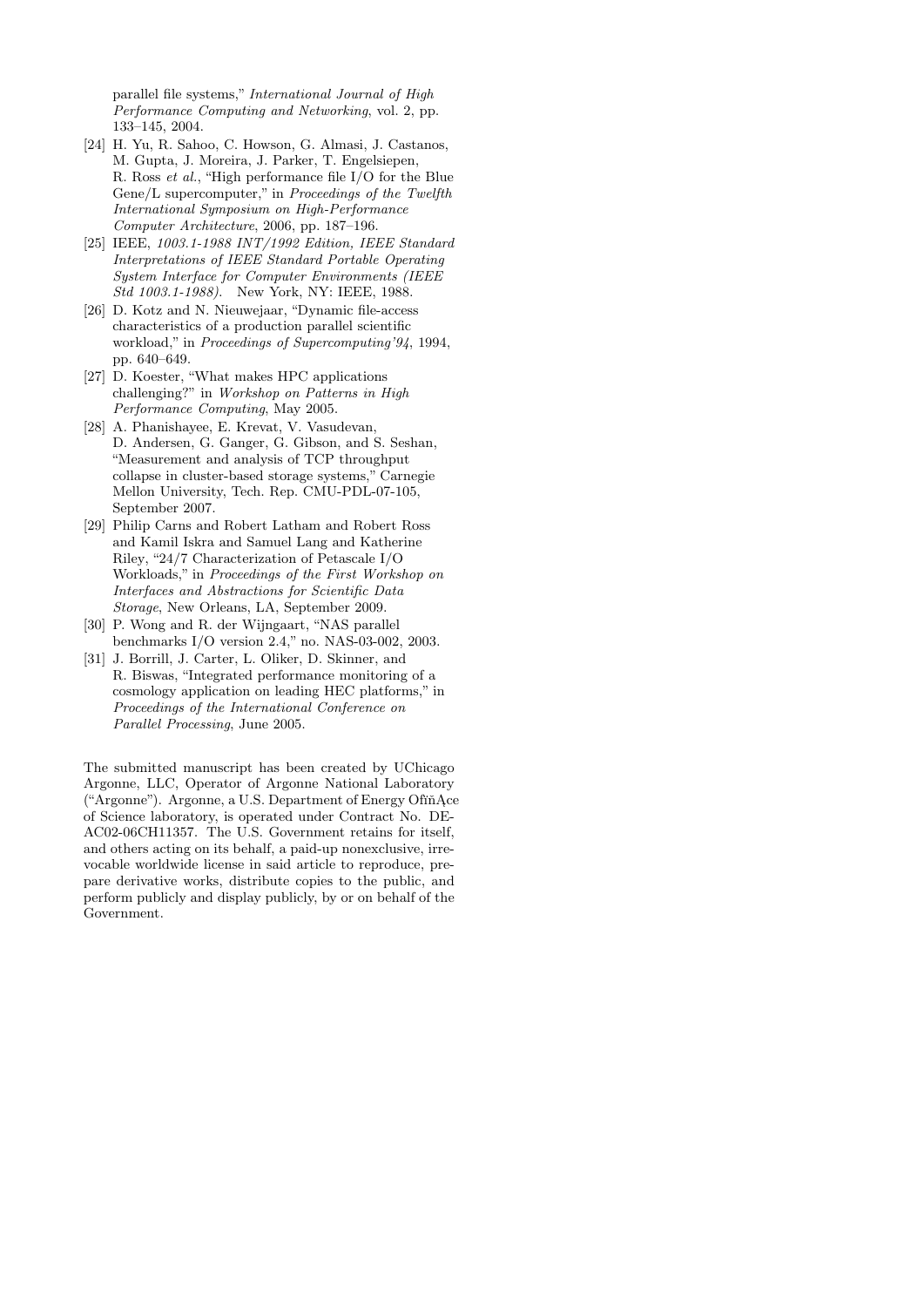parallel file systems," *International Journal of High Performance Computing and Networking*, vol. 2, pp. 133–145, 2004.

[24] H. Yu, R. Sahoo, C. Howson, G. Almasi, J. Castanos, M. Gupta, J. Moreira, J. Parker, T. Engelsiepen, R. Ross *et al.*, "High performance file I/O for the Blue Gene/L supercomputer," in *Proceedings of the Twelfth International Symposium on High-Performance Computer Architecture*, 2006, pp. 187–196.

[25] IEEE, *1003.1-1988 INT/1992 Edition, IEEE Standard Interpretations of IEEE Standard Portable Operating System Interface for Computer Environments (IEEE Std 1003.1-1988).* New York, NY: IEEE, 1988.

[26] D. Kotz and N. Nieuwejaar, "Dynamic file-access characteristics of a production parallel scientific workload," in *Proceedings of Supercomputing'94*, 1994, pp. 640–649.

[27] D. Koester, "What makes HPC applications challenging?" in *Workshop on Patterns in High Performance Computing*, May 2005.

[28] A. Phanishayee, E. Krevat, V. Vasudevan, D. Andersen, G. Ganger, G. Gibson, and S. Seshan, "Measurement and analysis of TCP throughput collapse in cluster-based storage systems," Carnegie Mellon University, Tech. Rep. CMU-PDL-07-105, September 2007.

[29] Philip Carns and Robert Latham and Robert Ross and Kamil Iskra and Samuel Lang and Katherine Riley, "24/7 Characterization of Petascale I/O Workloads," in *Proceedings of the First Workshop on Interfaces and Abstractions for Scientific Data Storage*, New Orleans, LA, September 2009.

[30] P. Wong and R. der Wijngaart, "NAS parallel benchmarks I/O version 2.4," no. NAS-03-002, 2003.

[31] J. Borrill, J. Carter, L. Oliker, D. Skinner, and R. Biswas, "Integrated performance monitoring of a cosmology application on leading HEC platforms," in *Proceedings of the International Conference on Parallel Processing*, June 2005.

The submitted manuscript has been created by UChicago Argonne, LLC, Operator of Argonne National Laboratory ("Argonne"). Argonne, a U.S. Department of Energy OfňĄce of Science laboratory, is operated under Contract No. DE-AC02-06CH11357. The U.S. Government retains for itself, and others acting on its behalf, a paid-up nonexclusive, irrevocable worldwide license in said article to reproduce, prepare derivative works, distribute copies to the public, and perform publicly and display publicly, by or on behalf of the Government.